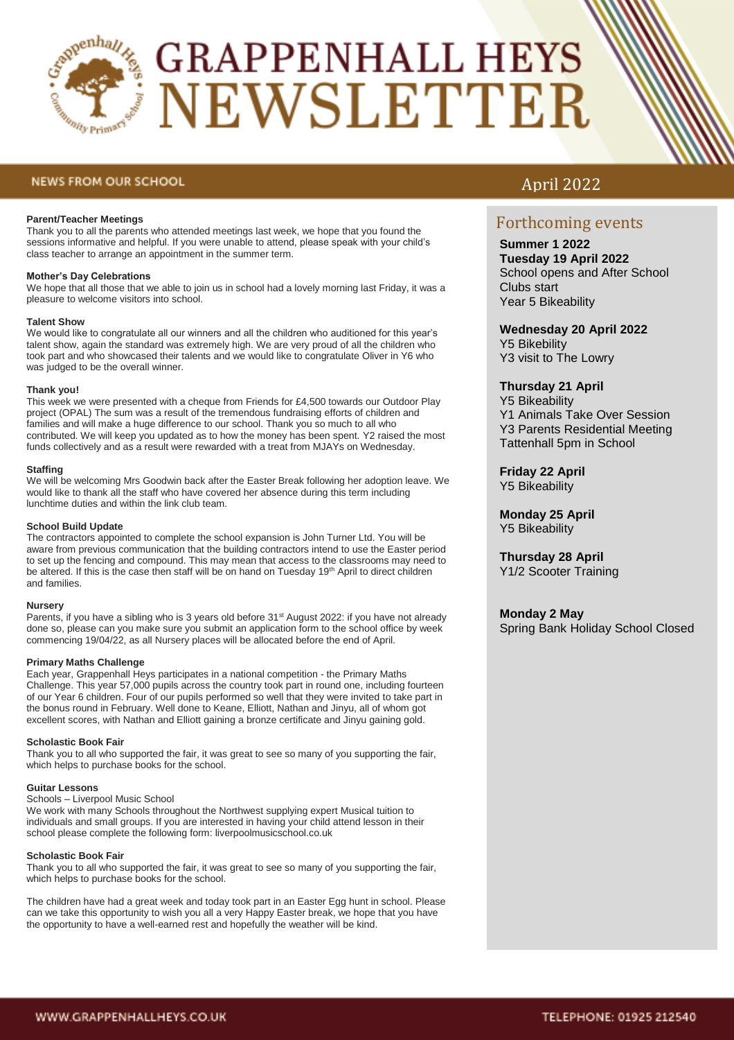# GRAPPENHALL HEYS NEWSLETTER

## NEWS FROM OUR SCHOOL

April 2022

**Parent/Teacher Meetings**
Thank you to all the parents who attended meetings last week, we hope that you found the sessions informative and helpful. If you were unable to attend, please speak with your child's class teacher to arrange an appointment in the summer term.

**Mother's Day Celebrations**
We hope that all those that we able to join us in school had a lovely morning last Friday, it was a pleasure to welcome visitors into school.

**Talent Show**
We would like to congratulate all our winners and all the children who auditioned for this year's talent show, again the standard was extremely high. We are very proud of all the children who took part and who showcased their talents and we would like to congratulate Oliver in Y6 who was judged to be the overall winner.

**Thank you!**
This week we were presented with a cheque from Friends for £4,500 towards our Outdoor Play project (OPAL) The sum was a result of the tremendous fundraising efforts of children and families and will make a huge difference to our school. Thank you so much to all who contributed. We will keep you updated as to how the money has been spent. Y2 raised the most funds collectively and as a result were rewarded with a treat from MJAYs on Wednesday.

**Staffing**
We will be welcoming Mrs Goodwin back after the Easter Break following her adoption leave. We would like to thank all the staff who have covered her absence during this term including lunchtime duties and within the link club team.

**School Build Update**
The contractors appointed to complete the school expansion is John Turner Ltd. You will be aware from previous communication that the building contractors intend to use the Easter period to set up the fencing and compound. This may mean that access to the classrooms may need to be altered. If this is the case then staff will be on hand on Tuesday 19th April to direct children and families.

**Nursery**
Parents, if you have a sibling who is 3 years old before 31st August 2022: if you have not already done so, please can you make sure you submit an application form to the school office by week commencing 19/04/22, as all Nursery places will be allocated before the end of April.

**Primary Maths Challenge**
Each year, Grappenhall Heys participates in a national competition - the Primary Maths Challenge. This year 57,000 pupils across the country took part in round one, including fourteen of our Year 6 children. Four of our pupils performed so well that they were invited to take part in the bonus round in February. Well done to Keane, Elliott, Nathan and Jinyu, all of whom got excellent scores, with Nathan and Elliott gaining a bronze certificate and Jinyu gaining gold.

**Scholastic Book Fair**
Thank you to all who supported the fair, it was great to see so many of you supporting the fair, which helps to purchase books for the school.

**Guitar Lessons**
Schools – Liverpool Music School
We work with many Schools throughout the Northwest supplying expert Musical tuition to individuals and small groups. If you are interested in having your child attend lesson in their school please complete the following form: liverpoolmusicschool.co.uk

**Scholastic Book Fair**
Thank you to all who supported the fair, it was great to see so many of you supporting the fair, which helps to purchase books for the school.

The children have had a great week and today took part in an Easter Egg hunt in school. Please can we take this opportunity to wish you all a very Happy Easter break, we hope that you have the opportunity to have a well-earned rest and hopefully the weather will be kind.

## Forthcoming events

**Summer 1 2022**
**Tuesday 19 April 2022**
School opens and After School Clubs start
Year 5 Bikeability

**Wednesday 20 April 2022**
Y5 Bikebility
Y3 visit to The Lowry

**Thursday 21 April**
Y5 Bikeability
Y1 Animals Take Over Session
Y3 Parents Residential Meeting Tattenhall 5pm in School

**Friday 22 April**
Y5 Bikeability

**Monday 25 April**
Y5 Bikeability

**Thursday 28 April**
Y1/2 Scooter Training

**Monday 2 May**
Spring Bank Holiday School Closed

WWW.GRAPPENHALLHEYS.CO.UK
TELEPHONE: 01925 212540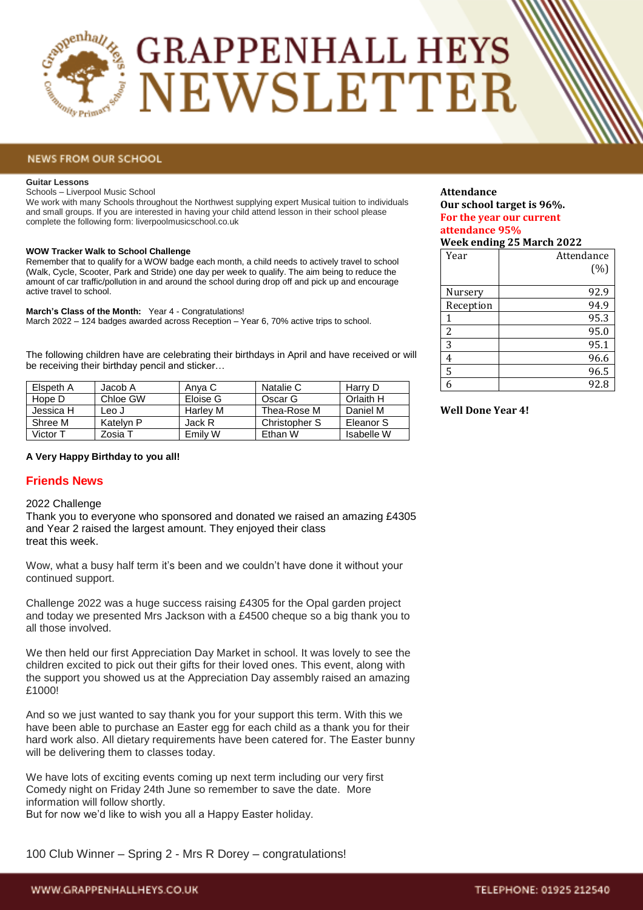# GRAPPENHALL HEYS NEWSLETTER

## NEWS FROM OUR SCHOOL

**Guitar Lessons**

Schools – Liverpool Music School

We work with many Schools throughout the Northwest supplying expert Musical tuition to individuals and small groups. If you are interested in having your child attend lesson in their school please complete the following form: liverpoolmusicschool.co.uk

**WOW Tracker Walk to School Challenge**

Remember that to qualify for a WOW badge each month, a child needs to actively travel to school (Walk, Cycle, Scooter, Park and Stride) one day per week to qualify. The aim being to reduce the amount of car traffic/pollution in and around the school during drop off and pick up and encourage active travel to school.

**March's Class of the Month:** Year 4 - Congratulations!

March 2022 – 124 badges awarded across Reception – Year 6, 70% active trips to school.

The following children have are celebrating their birthdays in April and have received or will be receiving their birthday pencil and sticker…

| | | | | |
|---|---|---|---|---|
| Elspeth A | Jacob A | Anya C | Natalie C | Harry D |
| Hope D | Chloe GW | Eloise G | Oscar G | Orlaith H |
| Jessica H | Leo J | Harley M | Thea-Rose M | Daniel M |
| Shree M | Katelyn P | Jack R | Christopher S | Eleanor S |
| Victor T | Zosia T | Emily W | Ethan W | Isabelle W |

**A Very Happy Birthday to you all!**

## Friends News

2022 Challenge

Thank you to everyone who sponsored and donated we raised an amazing £4305 and Year 2 raised the largest amount. They enjoyed their class treat this week.

Wow, what a busy half term it's been and we couldn't have done it without your continued support.

Challenge 2022 was a huge success raising £4305 for the Opal garden project and today we presented Mrs Jackson with a £4500 cheque so a big thank you to all those involved.

We then held our first Appreciation Day Market in school. It was lovely to see the children excited to pick out their gifts for their loved ones. This event, along with the support you showed us at the Appreciation Day assembly raised an amazing £1000!

And so we just wanted to say thank you for your support this term. With this we have been able to purchase an Easter egg for each child as a thank you for their hard work also. All dietary requirements have been catered for. The Easter bunny will be delivering them to classes today.

We have lots of exciting events coming up next term including our very first Comedy night on Friday 24th June so remember to save the date. More information will follow shortly.

But for now we'd like to wish you all a Happy Easter holiday.

100 Club Winner – Spring 2 - Mrs R Dorey – congratulations!

**Attendance**

**Our school target is 96%.**

**For the year our current attendance 95%**

**Week ending 25 March 2022**

| Year | Attendance (%) |
|---|---|
| Nursery | 92.9 |
| Reception | 94.9 |
| 1 | 95.3 |
| 2 | 95.0 |
| 3 | 95.1 |
| 4 | 96.6 |
| 5 | 96.5 |
| 6 | 92.8 |

**Well Done Year 4!**

WWW.GRAPPENHALLHEYS.CO.UK

TELEPHONE: 01925 212540